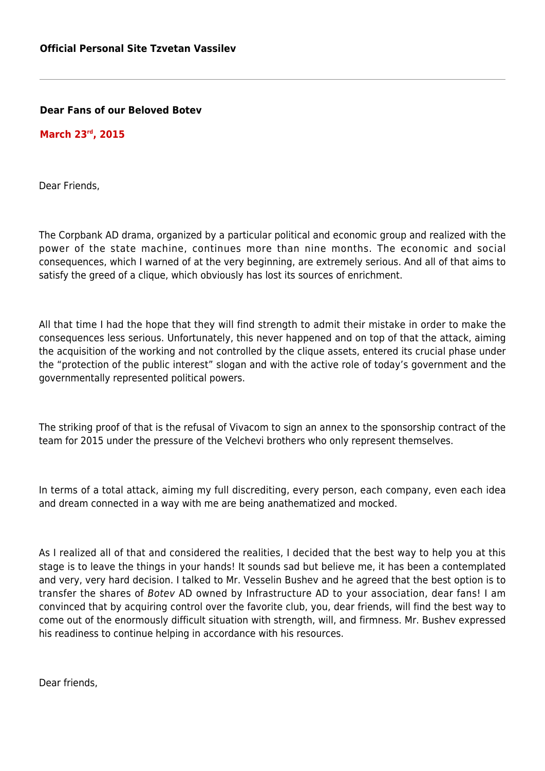**Official Personal Site Tzvetan Vassilev**

---

**Dear Fans of our Beloved Botev**

**March 23rd, 2015**

Dear Friends,

The Corpbank AD drama, organized by a particular political and economic group and realized with the power of the state machine, continues more than nine months. The economic and social consequences, which I warned of at the very beginning, are extremely serious. And all of that aims to satisfy the greed of a clique, which obviously has lost its sources of enrichment.

All that time I had the hope that they will find strength to admit their mistake in order to make the consequences less serious. Unfortunately, this never happened and on top of that the attack, aiming the acquisition of the working and not controlled by the clique assets, entered its crucial phase under the "protection of the public interest" slogan and with the active role of today's government and the governmentally represented political powers.

The striking proof of that is the refusal of Vivacom to sign an annex to the sponsorship contract of the team for 2015 under the pressure of the Velchevi brothers who only represent themselves.

In terms of a total attack, aiming my full discrediting, every person, each company, even each idea and dream connected in a way with me are being anathematized and mocked.

As I realized all of that and considered the realities, I decided that the best way to help you at this stage is to leave the things in your hands! It sounds sad but believe me, it has been a contemplated and very, very hard decision. I talked to Mr. Vesselin Bushev and he agreed that the best option is to transfer the shares of *Botev* AD owned by Infrastructure AD to your association, dear fans! I am convinced that by acquiring control over the favorite club, you, dear friends, will find the best way to come out of the enormously difficult situation with strength, will, and firmness. Mr. Bushev expressed his readiness to continue helping in accordance with his resources.

Dear friends,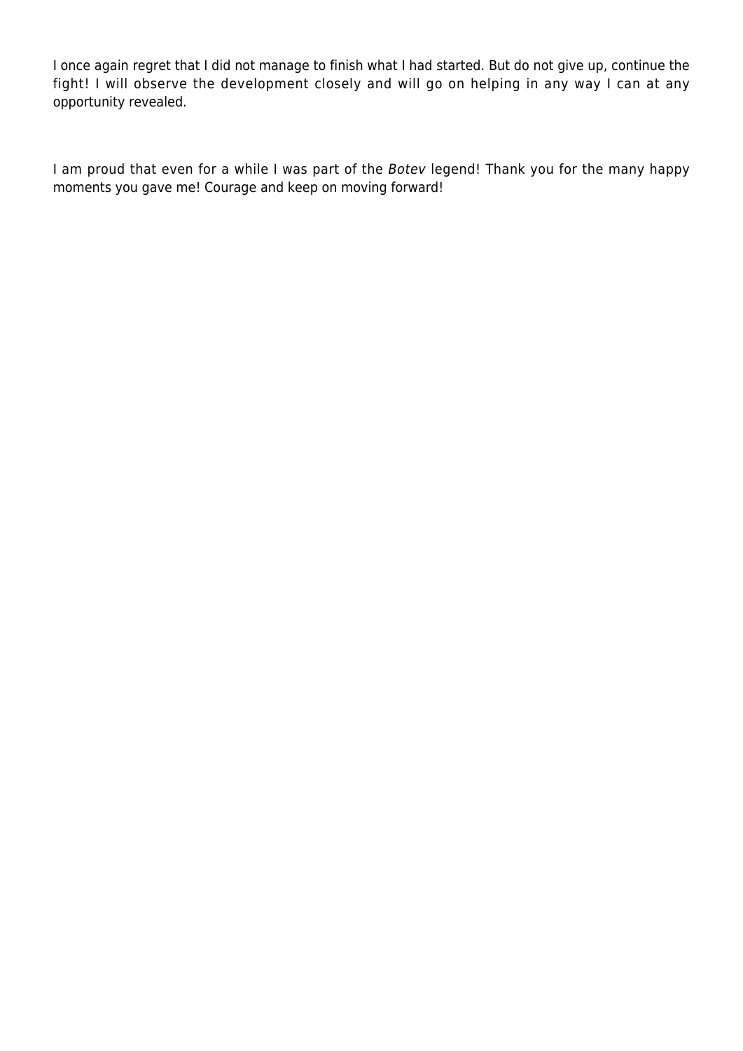I once again regret that I did not manage to finish what I had started. But do not give up, continue the fight! I will observe the development closely and will go on helping in any way I can at any opportunity revealed.

I am proud that even for a while I was part of the *Botev* legend! Thank you for the many happy moments you gave me! Courage and keep on moving forward!